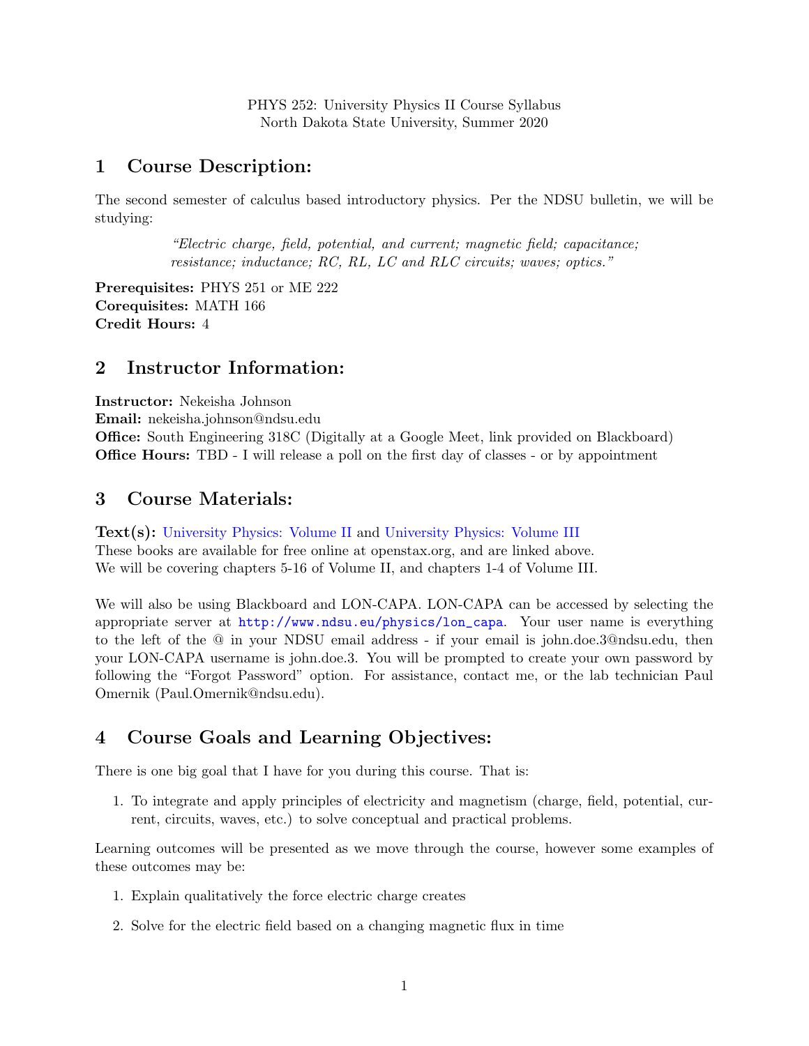PHYS 252: University Physics II Course Syllabus
North Dakota State University, Summer 2020

## 1 Course Description:

The second semester of calculus based introductory physics. Per the NDSU bulletin, we will be studying:

> *"Electric charge, field, potential, and current; magnetic field; capacitance; resistance; inductance; RC, RL, LC and RLC circuits; waves; optics."*

**Prerequisites:** PHYS 251 or ME 222
**Corequisites:** MATH 166
**Credit Hours:** 4

## 2 Instructor Information:

**Instructor:** Nekeisha Johnson
**Email:** nekeisha.johnson@ndsu.edu
**Office:** South Engineering 318C (Digitally at a Google Meet, link provided on Blackboard)
**Office Hours:** TBD - I will release a poll on the first day of classes - or by appointment

## 3 Course Materials:

**Text(s):** University Physics: Volume II and University Physics: Volume III
These books are available for free online at openstax.org, and are linked above.
We will be covering chapters 5-16 of Volume II, and chapters 1-4 of Volume III.

We will also be using Blackboard and LON-CAPA. LON-CAPA can be accessed by selecting the appropriate server at `http://www.ndsu.eu/physics/lon_capa`. Your user name is everything to the left of the @ in your NDSU email address - if your email is john.doe.3@ndsu.edu, then your LON-CAPA username is john.doe.3. You will be prompted to create your own password by following the "Forgot Password" option. For assistance, contact me, or the lab technician Paul Omernik (Paul.Omernik@ndsu.edu).

## 4 Course Goals and Learning Objectives:

There is one big goal that I have for you during this course. That is:

1. To integrate and apply principles of electricity and magnetism (charge, field, potential, current, circuits, waves, etc.) to solve conceptual and practical problems.

Learning outcomes will be presented as we move through the course, however some examples of these outcomes may be:

1. Explain qualitatively the force electric charge creates
2. Solve for the electric field based on a changing magnetic flux in time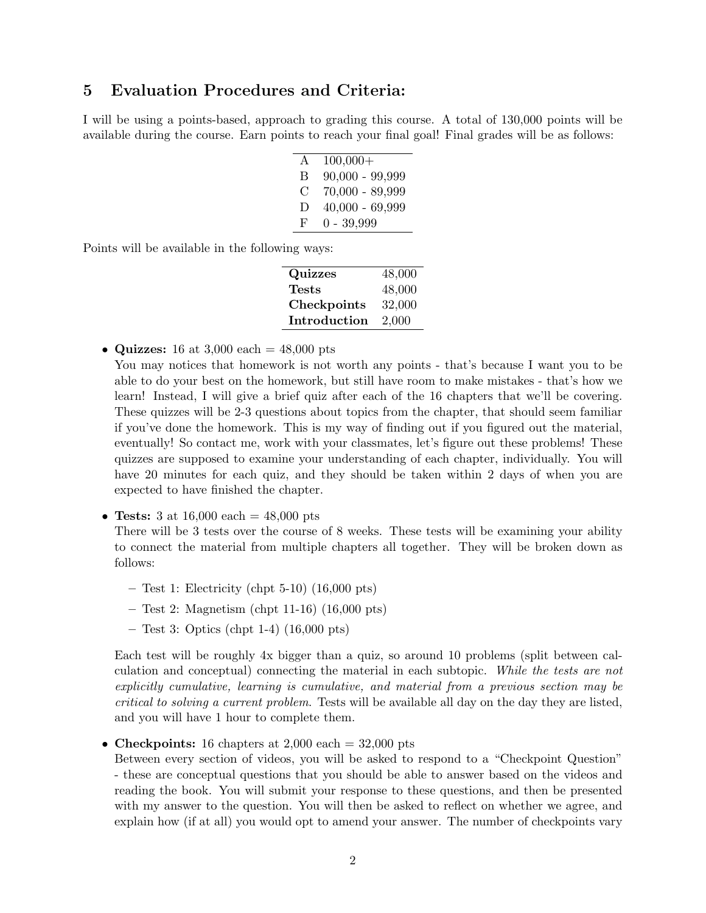## 5 Evaluation Procedures and Criteria:

I will be using a points-based, approach to grading this course. A total of 130,000 points will be available during the course. Earn points to reach your final goal! Final grades will be as follows:

| | |
|---|---|
| A | 100,000+ |
| B | 90,000 - 99,999 |
| C | 70,000 - 89,999 |
| D | 40,000 - 69,999 |
| F | 0 - 39,999 |

Points will be available in the following ways:

| | |
|---|---|
| **Quizzes** | 48,000 |
| **Tests** | 48,000 |
| **Checkpoints** | 32,000 |
| **Introduction** | 2,000 |

- **Quizzes:** 16 at 3,000 each = 48,000 pts
  You may notices that homework is not worth any points - that's because I want you to be able to do your best on the homework, but still have room to make mistakes - that's how we learn! Instead, I will give a brief quiz after each of the 16 chapters that we'll be covering. These quizzes will be 2-3 questions about topics from the chapter, that should seem familiar if you've done the homework. This is my way of finding out if you figured out the material, eventually! So contact me, work with your classmates, let's figure out these problems! These quizzes are supposed to examine your understanding of each chapter, individually. You will have 20 minutes for each quiz, and they should be taken within 2 days of when you are expected to have finished the chapter.

- **Tests:** 3 at 16,000 each = 48,000 pts
  There will be 3 tests over the course of 8 weeks. These tests will be examining your ability to connect the material from multiple chapters all together. They will be broken down as follows:

  - Test 1: Electricity (chpt 5-10) (16,000 pts)
  - Test 2: Magnetism (chpt 11-16) (16,000 pts)
  - Test 3: Optics (chpt 1-4) (16,000 pts)

  Each test will be roughly 4x bigger than a quiz, so around 10 problems (split between calculation and conceptual) connecting the material in each subtopic. *While the tests are not explicitly cumulative, learning is cumulative, and material from a previous section may be critical to solving a current problem.* Tests will be available all day on the day they are listed, and you will have 1 hour to complete them.

- **Checkpoints:** 16 chapters at 2,000 each = 32,000 pts
  Between every section of videos, you will be asked to respond to a "Checkpoint Question" - these are conceptual questions that you should be able to answer based on the videos and reading the book. You will submit your response to these questions, and then be presented with my answer to the question. You will then be asked to reflect on whether we agree, and explain how (if at all) you would opt to amend your answer. The number of checkpoints vary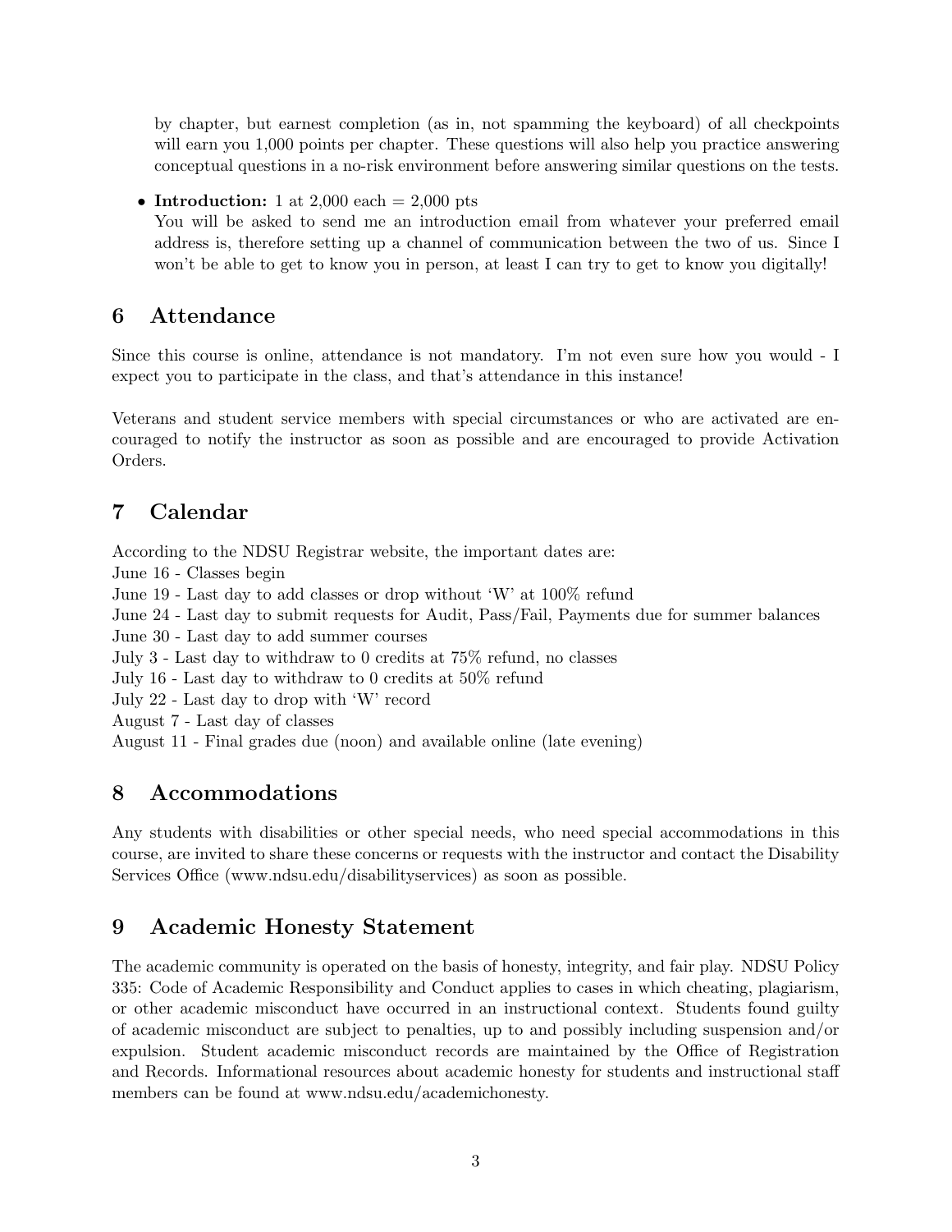by chapter, but earnest completion (as in, not spamming the keyboard) of all checkpoints will earn you 1,000 points per chapter. These questions will also help you practice answering conceptual questions in a no-risk environment before answering similar questions on the tests.

- **Introduction:** 1 at 2,000 each = 2,000 pts
  You will be asked to send me an introduction email from whatever your preferred email address is, therefore setting up a channel of communication between the two of us. Since I won't be able to get to know you in person, at least I can try to get to know you digitally!

## 6 Attendance

Since this course is online, attendance is not mandatory. I'm not even sure how you would - I expect you to participate in the class, and that's attendance in this instance!

Veterans and student service members with special circumstances or who are activated are encouraged to notify the instructor as soon as possible and are encouraged to provide Activation Orders.

## 7 Calendar

According to the NDSU Registrar website, the important dates are:
June 16 - Classes begin
June 19 - Last day to add classes or drop without 'W' at 100% refund
June 24 - Last day to submit requests for Audit, Pass/Fail, Payments due for summer balances
June 30 - Last day to add summer courses
July 3 - Last day to withdraw to 0 credits at 75% refund, no classes
July 16 - Last day to withdraw to 0 credits at 50% refund
July 22 - Last day to drop with 'W' record
August 7 - Last day of classes
August 11 - Final grades due (noon) and available online (late evening)

## 8 Accommodations

Any students with disabilities or other special needs, who need special accommodations in this course, are invited to share these concerns or requests with the instructor and contact the Disability Services Office (www.ndsu.edu/disabilityservices) as soon as possible.

## 9 Academic Honesty Statement

The academic community is operated on the basis of honesty, integrity, and fair play. NDSU Policy 335: Code of Academic Responsibility and Conduct applies to cases in which cheating, plagiarism, or other academic misconduct have occurred in an instructional context. Students found guilty of academic misconduct are subject to penalties, up to and possibly including suspension and/or expulsion. Student academic misconduct records are maintained by the Office of Registration and Records. Informational resources about academic honesty for students and instructional staff members can be found at www.ndsu.edu/academichonesty.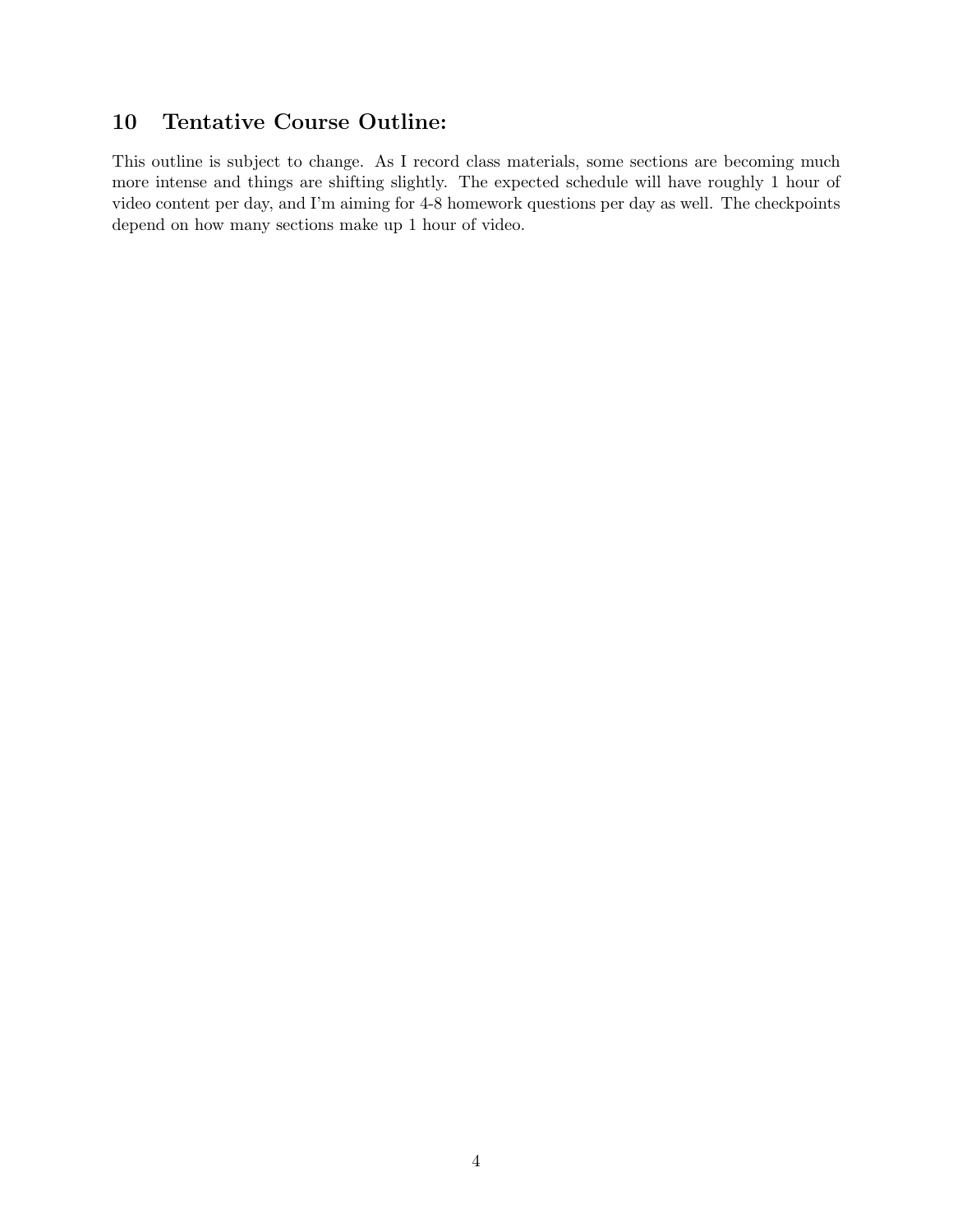## 10 Tentative Course Outline:

This outline is subject to change. As I record class materials, some sections are becoming much more intense and things are shifting slightly. The expected schedule will have roughly 1 hour of video content per day, and I'm aiming for 4-8 homework questions per day as well. The checkpoints depend on how many sections make up 1 hour of video.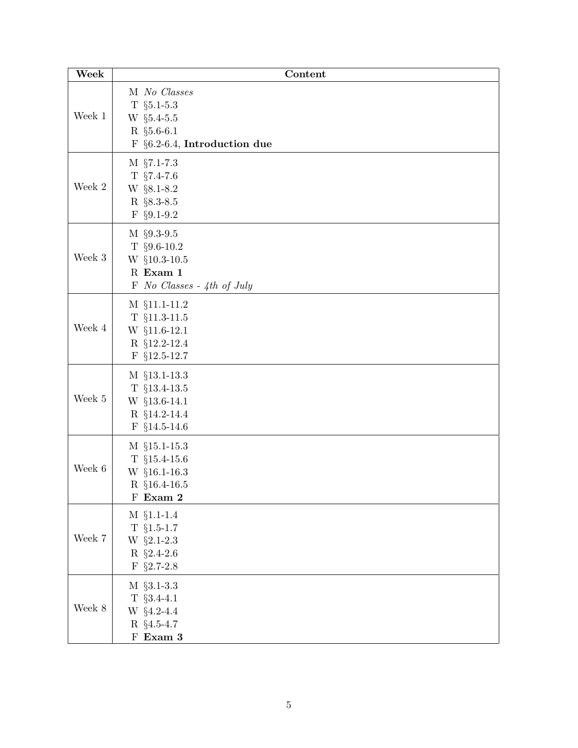| Week | Content |
|---|---|
| Week 1 | M *No Classes*<br>T §5.1-5.3<br>W §5.4-5.5<br>R §5.6-6.1<br>F §6.2-6.4, **Introduction due** |
| Week 2 | M §7.1-7.3<br>T §7.4-7.6<br>W §8.1-8.2<br>R §8.3-8.5<br>F §9.1-9.2 |
| Week 3 | M §9.3-9.5<br>T §9.6-10.2<br>W §10.3-10.5<br>R **Exam 1**<br>F *No Classes - 4th of July* |
| Week 4 | M §11.1-11.2<br>T §11.3-11.5<br>W §11.6-12.1<br>R §12.2-12.4<br>F §12.5-12.7 |
| Week 5 | M §13.1-13.3<br>T §13.4-13.5<br>W §13.6-14.1<br>R §14.2-14.4<br>F §14.5-14.6 |
| Week 6 | M §15.1-15.3<br>T §15.4-15.6<br>W §16.1-16.3<br>R §16.4-16.5<br>F **Exam 2** |
| Week 7 | M §1.1-1.4<br>T §1.5-1.7<br>W §2.1-2.3<br>R §2.4-2.6<br>F §2.7-2.8 |
| Week 8 | M §3.1-3.3<br>T §3.4-4.1<br>W §4.2-4.4<br>R §4.5-4.7<br>F **Exam 3** |